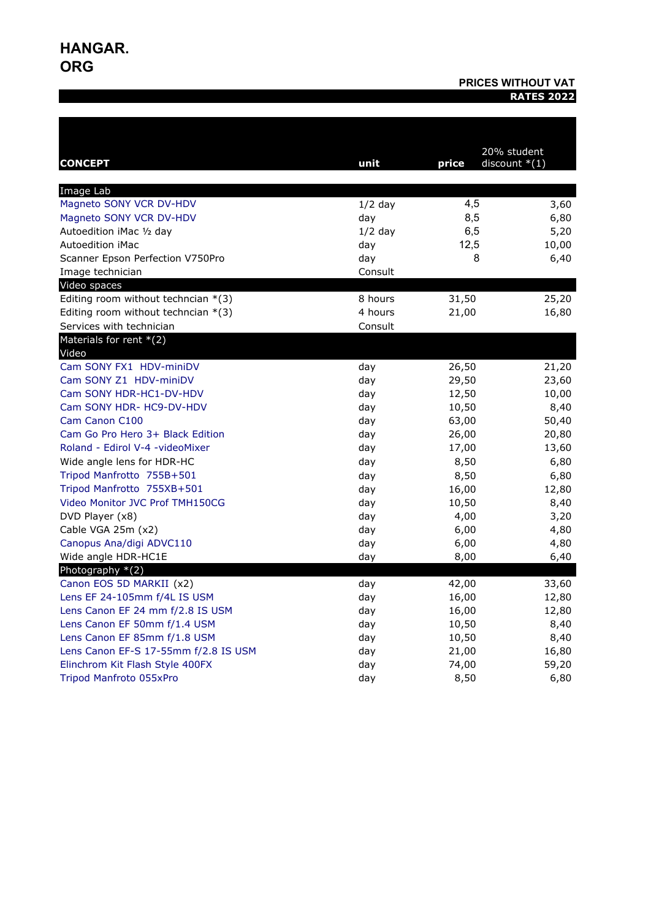# HANGAR.ORG

**PRICES WITHOUT VAT**

**RATES 2022**

| CONCEPT | unit | price | 20% student discount *(1) |
|---|---|---|---|
| **Image Lab** | | | |
| Magneto SONY VCR DV-HDV | 1/2 day | 4,5 | 3,60 |
| Magneto SONY VCR DV-HDV | day | 8,5 | 6,80 |
| Autoedition iMac ½ day | 1/2 day | 6,5 | 5,20 |
| Autoedition iMac | day | 12,5 | 10,00 |
| Scanner Epson Perfection V750Pro | day | 8 | 6,40 |
| Image technician | Consult | | |
| **Video spaces** | | | |
| Editing room without techncian *(3) | 8 hours | 31,50 | 25,20 |
| Editing room without techncian *(3) | 4 hours | 21,00 | 16,80 |
| Services with technician | Consult | | |
| **Materials for rent *(2)** | | | |
| **Video** | | | |
| Cam SONY FX1 HDV-miniDV | day | 26,50 | 21,20 |
| Cam SONY Z1 HDV-miniDV | day | 29,50 | 23,60 |
| Cam SONY HDR-HC1-DV-HDV | day | 12,50 | 10,00 |
| Cam SONY HDR- HC9-DV-HDV | day | 10,50 | 8,40 |
| Cam Canon C100 | day | 63,00 | 50,40 |
| Cam Go Pro Hero 3+ Black Edition | day | 26,00 | 20,80 |
| Roland - Edirol V-4 -videoMixer | day | 17,00 | 13,60 |
| Wide angle lens for HDR-HC | day | 8,50 | 6,80 |
| Tripod Manfrotto 755B+501 | day | 8,50 | 6,80 |
| Tripod Manfrotto 755XB+501 | day | 16,00 | 12,80 |
| Video Monitor JVC Prof TMH150CG | day | 10,50 | 8,40 |
| DVD Player (x8) | day | 4,00 | 3,20 |
| Cable VGA 25m (x2) | day | 6,00 | 4,80 |
| Canopus Ana/digi ADVC110 | day | 6,00 | 4,80 |
| Wide angle HDR-HC1E | day | 8,00 | 6,40 |
| **Photography *(2)** | | | |
| Canon EOS 5D MARKII (x2) | day | 42,00 | 33,60 |
| Lens EF 24-105mm f/4L IS USM | day | 16,00 | 12,80 |
| Lens Canon EF 24 mm f/2.8 IS USM | day | 16,00 | 12,80 |
| Lens Canon EF 50mm f/1.4 USM | day | 10,50 | 8,40 |
| Lens Canon EF 85mm f/1.8 USM | day | 10,50 | 8,40 |
| Lens Canon EF-S 17-55mm f/2.8 IS USM | day | 21,00 | 16,80 |
| Elinchrom Kit Flash Style 400FX | day | 74,00 | 59,20 |
| Tripod Manfroto 055xPro | day | 8,50 | 6,80 |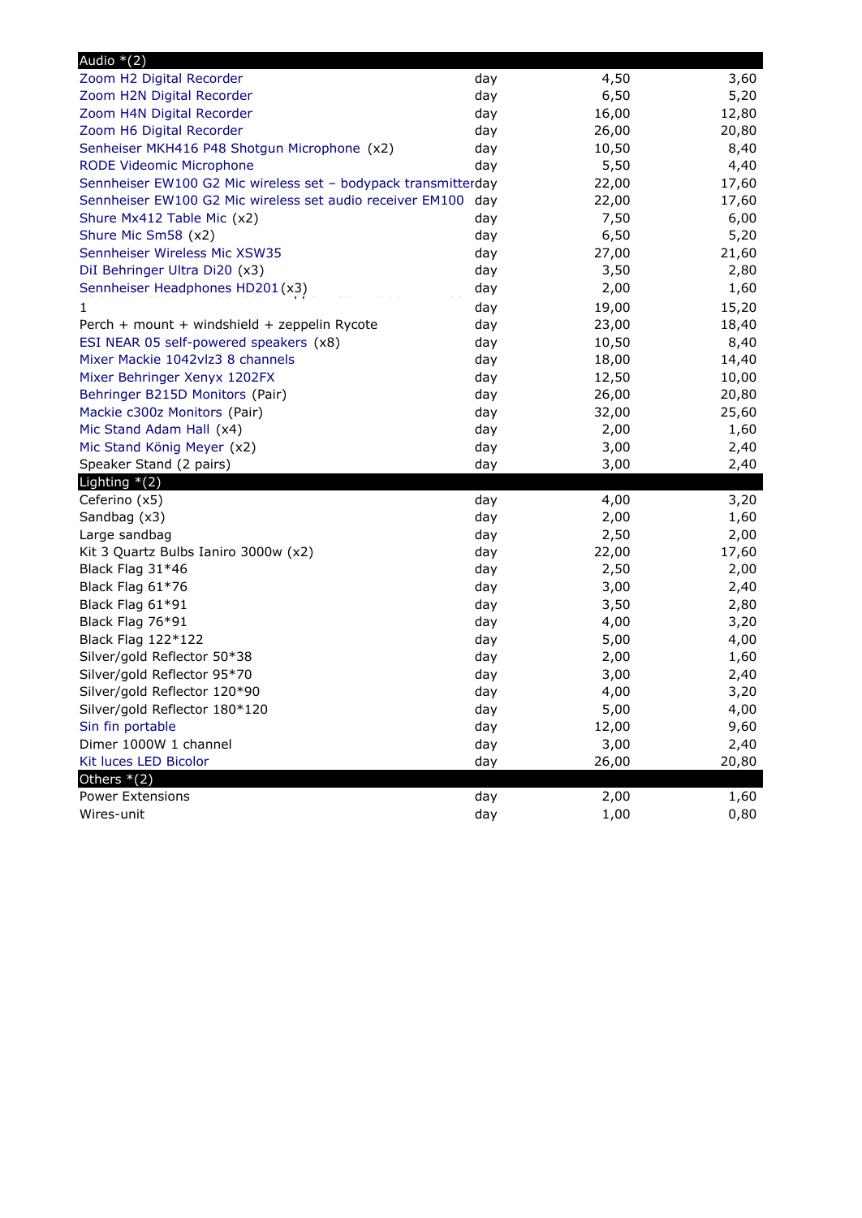| Audio *(2) | | | |
|---|---|---|---|
| Zoom H2 Digital Recorder | day | 4,50 | 3,60 |
| Zoom H2N Digital Recorder | day | 6,50 | 5,20 |
| Zoom H4N Digital Recorder | day | 16,00 | 12,80 |
| Zoom H6 Digital Recorder | day | 26,00 | 20,80 |
| Senheiser MKH416 P48 Shotgun Microphone (x2) | day | 10,50 | 8,40 |
| RODE Videomic Microphone | day | 5,50 | 4,40 |
| Sennheiser EW100 G2 Mic wireless set – bodypack transmitter | day | 22,00 | 17,60 |
| Sennheiser EW100 G2 Mic wireless set audio receiver EM100 | day | 22,00 | 17,60 |
| Shure Mx412 Table Mic (x2) | day | 7,50 | 6,00 |
| Shure Mic Sm58 (x2) | day | 6,50 | 5,20 |
| Sennheiser Wireless Mic XSW35 | day | 27,00 | 21,60 |
| DiI Behringer Ultra Di20 (x3) | day | 3,50 | 2,80 |
| Sennheiser Headphones HD201 (x3) | day | 2,00 | 1,60 |
| 1 | day | 19,00 | 15,20 |
| Perch + mount + windshield + zeppelin Rycote | day | 23,00 | 18,40 |
| ESI NEAR 05 self-powered speakers (x8) | day | 10,50 | 8,40 |
| Mixer Mackie 1042vlz3 8 channels | day | 18,00 | 14,40 |
| Mixer Behringer Xenyx 1202FX | day | 12,50 | 10,00 |
| Behringer B215D Monitors (Pair) | day | 26,00 | 20,80 |
| Mackie c300z Monitors (Pair) | day | 32,00 | 25,60 |
| Mic Stand Adam Hall (x4) | day | 2,00 | 1,60 |
| Mic Stand König Meyer (x2) | day | 3,00 | 2,40 |
| Speaker Stand (2 pairs) | day | 3,00 | 2,40 |
| **Lighting *(2)** | | | |
| Ceferino (x5) | day | 4,00 | 3,20 |
| Sandbag (x3) | day | 2,00 | 1,60 |
| Large sandbag | day | 2,50 | 2,00 |
| Kit 3 Quartz Bulbs Ianiro 3000w (x2) | day | 22,00 | 17,60 |
| Black Flag 31*46 | day | 2,50 | 2,00 |
| Black Flag 61*76 | day | 3,00 | 2,40 |
| Black Flag 61*91 | day | 3,50 | 2,80 |
| Black Flag 76*91 | day | 4,00 | 3,20 |
| Black Flag 122*122 | day | 5,00 | 4,00 |
| Silver/gold Reflector 50*38 | day | 2,00 | 1,60 |
| Silver/gold Reflector 95*70 | day | 3,00 | 2,40 |
| Silver/gold Reflector 120*90 | day | 4,00 | 3,20 |
| Silver/gold Reflector 180*120 | day | 5,00 | 4,00 |
| Sin fin portable | day | 12,00 | 9,60 |
| Dimer 1000W 1 channel | day | 3,00 | 2,40 |
| Kit luces LED Bicolor | day | 26,00 | 20,80 |
| **Others *(2)** | | | |
| Power Extensions | day | 2,00 | 1,60 |
| Wires-unit | day | 1,00 | 0,80 |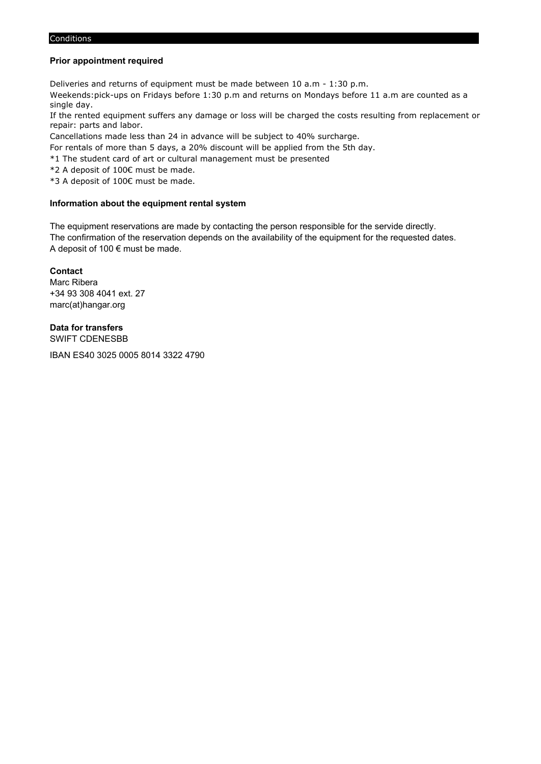Conditions

### Prior appointment required

Deliveries and returns of equipment must be made between 10 a.m - 1:30 p.m.

Weekends:pick-ups on Fridays before 1:30 p.m and returns on Mondays before 11 a.m are counted as a single day.

If the rented equipment suffers any damage or loss will be charged the costs resulting from replacement or repair: parts and labor.

Cancellations made less than 24 in advance will be subject to 40% surcharge.

For rentals of more than 5 days, a 20% discount will be applied from the 5th day.

*1 The student card of art or cultural management must be presented

*2 A deposit of 100€ must be made.

*3 A deposit of 100€ must be made.

### Information about the equipment rental system

The equipment reservations are made by contacting the person responsible for the servide directly.
The confirmation of the reservation depends on the availability of the equipment for the requested dates.
A deposit of 100 € must be made.

**Contact**
Marc Ribera
+34 93 308 4041 ext. 27
marc(at)hangar.org

**Data for transfers**
SWIFT CDENESBB

IBAN ES40 3025 0005 8014 3322 4790